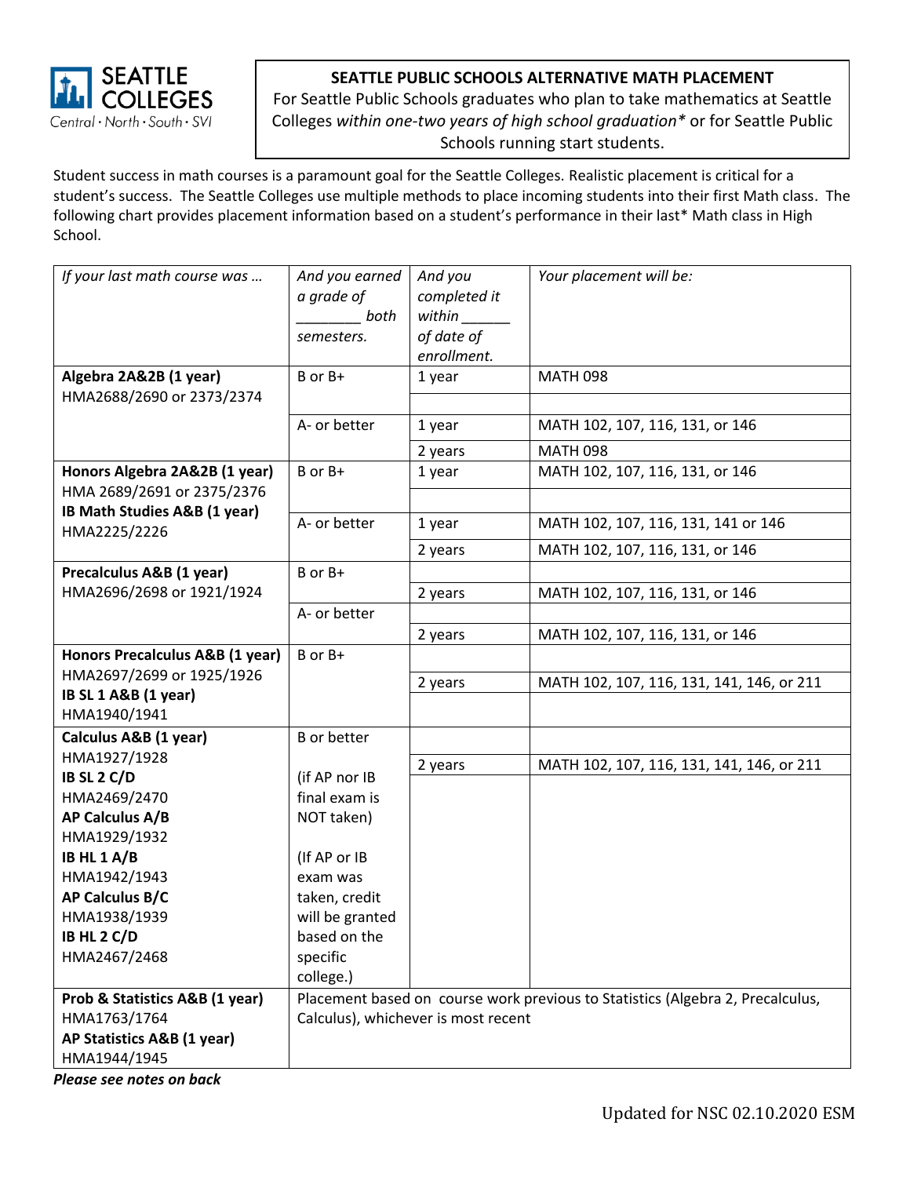SEATTLE COLLEGES
Central · North · South · SVI

**SEATTLE PUBLIC SCHOOLS ALTERNATIVE MATH PLACEMENT**

For Seattle Public Schools graduates who plan to take mathematics at Seattle Colleges *within one-two years of high school graduation** or for Seattle Public Schools running start students.

Student success in math courses is a paramount goal for the Seattle Colleges. Realistic placement is critical for a student's success. The Seattle Colleges use multiple methods to place incoming students into their first Math class. The following chart provides placement information based on a student's performance in their last* Math class in High School.

| *If your last math course was …* | *And you earned a grade of ________ both semesters.* | *And you completed it within ______ of date of enrollment.* | *Your placement will be:* |
|---|---|---|---|
| **Algebra 2A&2B (1 year)** HMA2688/2690 or 2373/2374 | B or B+ | 1 year | MATH 098 |
| | | | |
| | A- or better | 1 year | MATH 102, 107, 116, 131, or 146 |
| | | 2 years | MATH 098 |
| **Honors Algebra 2A&2B (1 year)** HMA 2689/2691 or 2375/2376 **IB Math Studies A&B (1 year)** HMA2225/2226 | B or B+ | 1 year | MATH 102, 107, 116, 131, or 146 |
| | | | |
| | A- or better | 1 year | MATH 102, 107, 116, 131, 141 or 146 |
| | | 2 years | MATH 102, 107, 116, 131, or 146 |
| **Precalculus A&B (1 year)** HMA2696/2698 or 1921/1924 | B or B+ | | |
| | | 2 years | MATH 102, 107, 116, 131, or 146 |
| | A- or better | | |
| | | 2 years | MATH 102, 107, 116, 131, or 146 |
| **Honors Precalculus A&B (1 year)** HMA2697/2699 or 1925/1926 **IB SL 1 A&B (1 year)** HMA1940/1941 | B or B+ | | |
| | | 2 years | MATH 102, 107, 116, 131, 141, 146, or 211 |
| | | | |
| **Calculus A&B (1 year)** HMA1927/1928 **IB SL 2 C/D** HMA2469/2470 **AP Calculus A/B** HMA1929/1932 **IB HL 1 A/B** HMA1942/1943 **AP Calculus B/C** HMA1938/1939 **IB HL 2 C/D** HMA2467/2468 | B or better (if AP nor IB final exam is NOT taken) (If AP or IB exam was taken, credit will be granted based on the specific college.) | | |
| | | 2 years | MATH 102, 107, 116, 131, 141, 146, or 211 |
| **Prob & Statistics A&B (1 year)** HMA1763/1764 **AP Statistics A&B (1 year)** HMA1944/1945 | Placement based on course work previous to Statistics (Algebra 2, Precalculus, Calculus), whichever is most recent | | |

***Please see notes on back***

Updated for NSC 02.10.2020 ESM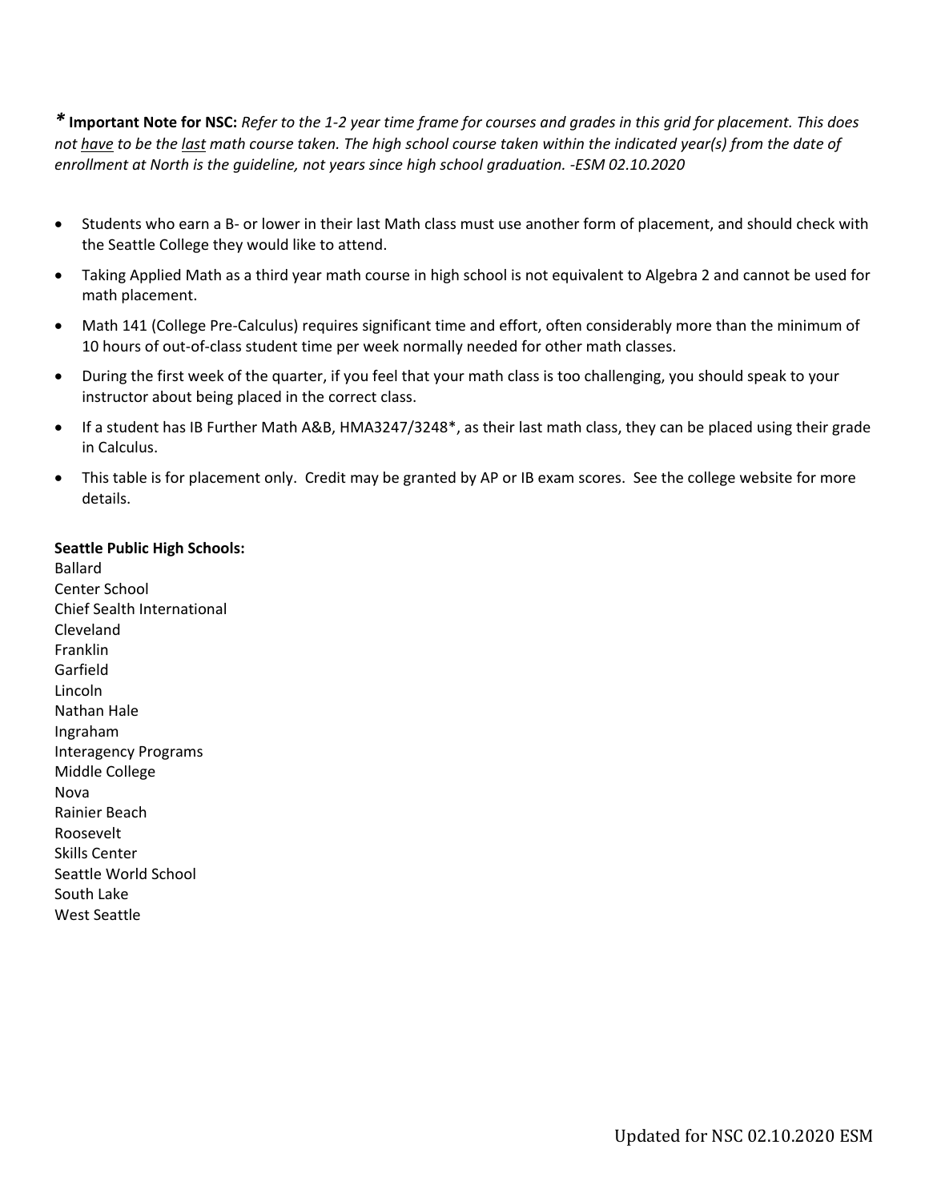***\* Important Note for NSC:*** *Refer to the 1-2 year time frame for courses and grades in this grid for placement. This does not <u>have</u> to be the <u>last</u> math course taken. The high school course taken within the indicated year(s) from the date of enrollment at North is the guideline, not years since high school graduation. -ESM 02.10.2020*

- Students who earn a B- or lower in their last Math class must use another form of placement, and should check with the Seattle College they would like to attend.
- Taking Applied Math as a third year math course in high school is not equivalent to Algebra 2 and cannot be used for math placement.
- Math 141 (College Pre-Calculus) requires significant time and effort, often considerably more than the minimum of 10 hours of out-of-class student time per week normally needed for other math classes.
- During the first week of the quarter, if you feel that your math class is too challenging, you should speak to your instructor about being placed in the correct class.
- If a student has IB Further Math A&B, HMA3247/3248*, as their last math class, they can be placed using their grade in Calculus.
- This table is for placement only. Credit may be granted by AP or IB exam scores. See the college website for more details.

**Seattle Public High Schools:**

Ballard
Center School
Chief Sealth International
Cleveland
Franklin
Garfield
Lincoln
Nathan Hale
Ingraham
Interagency Programs
Middle College
Nova
Rainier Beach
Roosevelt
Skills Center
Seattle World School
South Lake
West Seattle

Updated for NSC 02.10.2020 ESM